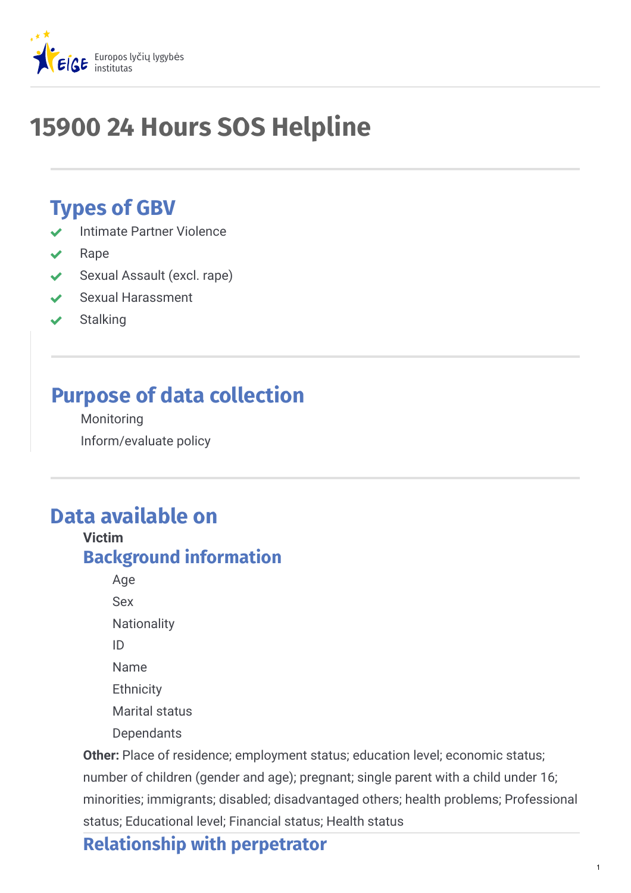# 15900 24 Hours SOS Helpline

## Types of GBV

- Intimate Partner Violence
- Rape
- Sexual Assault (excl. rape)
- Sexual Harassment
- Stalking

## Purpose of data collection

Monitoring

Inform/evaluate policy

## Data available on

**Victim**

### Background information

Age

Sex

Nationality

ID

Name

Ethnicity

Marital status

Dependants

**Other:** Place of residence; employment status; education level; economic status; number of children (gender and age); pregnant; single parent with a child under 16; minorities; immigrants; disabled; disadvantaged others; health problems; Professional status; Educational level; Financial status; Health status

### Relationship with perpetrator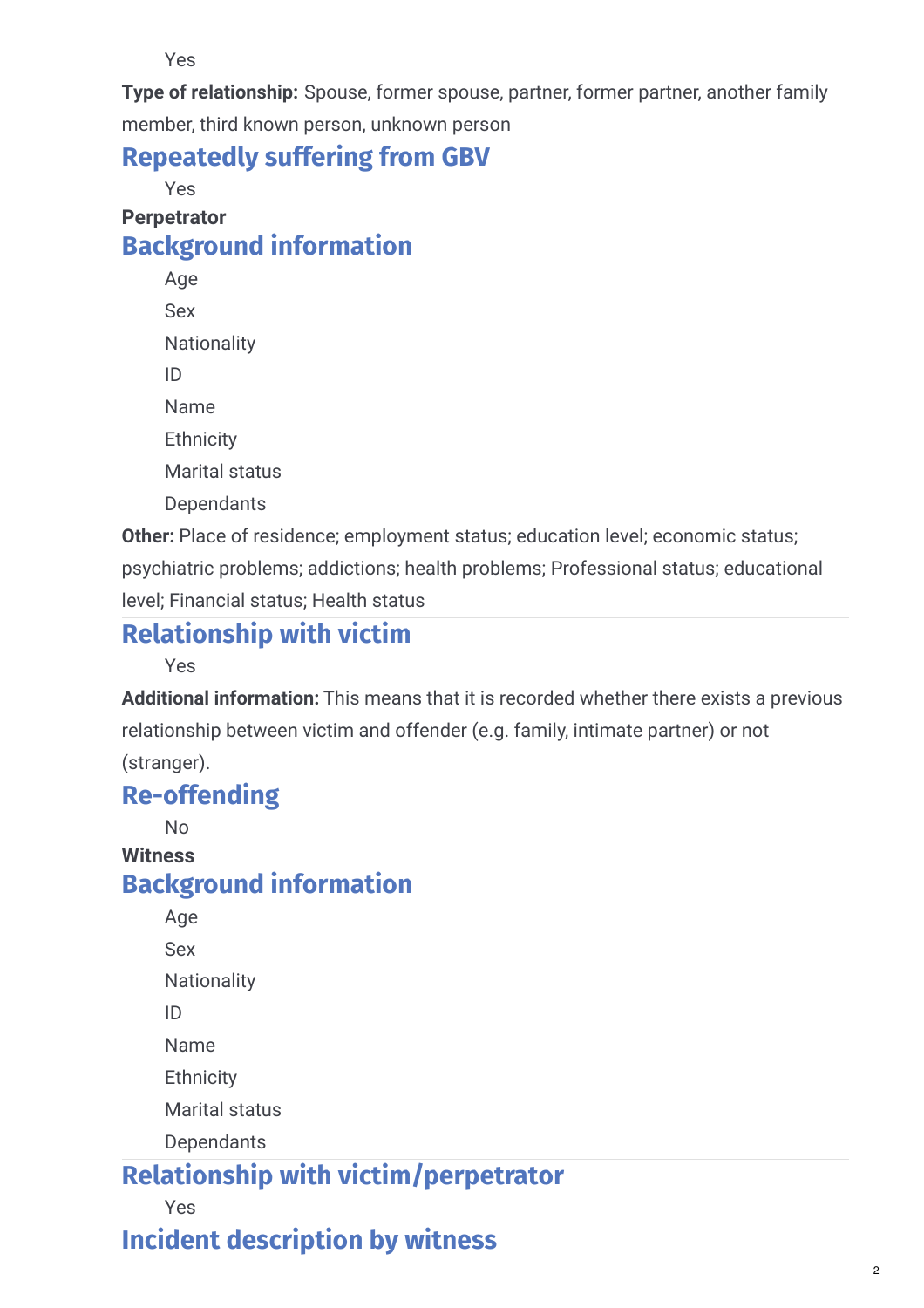Yes

**Type of relationship:** Spouse, former spouse, partner, former partner, another family member, third known person, unknown person

## Repeatedly suffering from GBV

Yes

**Perpetrator**

## Background information

- Age
- Sex
- Nationality
- ID
- Name
- Ethnicity
- Marital status
- Dependants

**Other:** Place of residence; employment status; education level; economic status; psychiatric problems; addictions; health problems; Professional status; educational level; Financial status; Health status

## Relationship with victim

Yes

**Additional information:** This means that it is recorded whether there exists a previous relationship between victim and offender (e.g. family, intimate partner) or not (stranger).

## Re-offending

No

**Witness**

## Background information

- Age
- Sex
- Nationality
- ID
- Name
- Ethnicity
- Marital status
- Dependants

## Relationship with victim/perpetrator

Yes

## Incident description by witness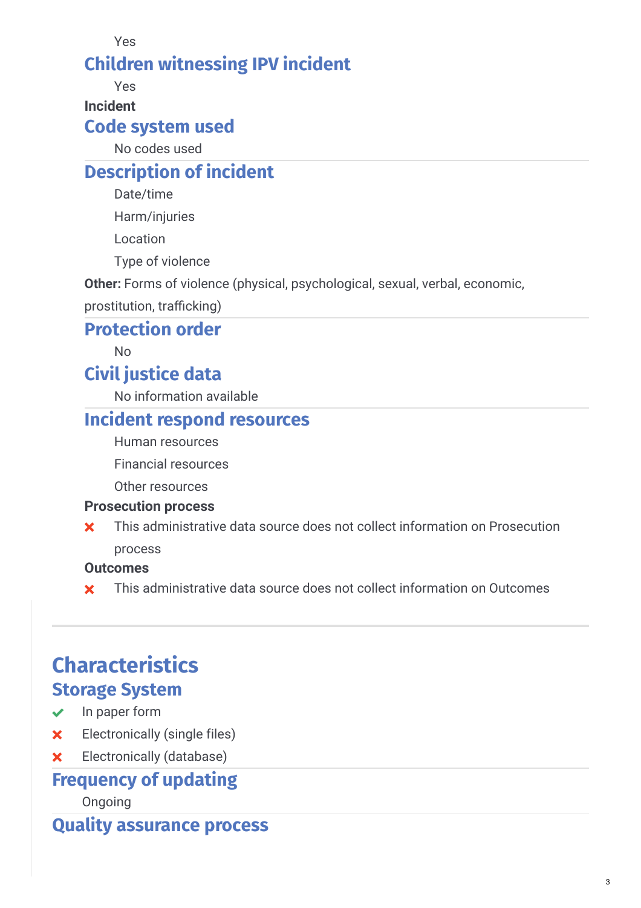Yes

### Children witnessing IPV incident

Yes

**Incident**

### Code system used

No codes used

### Description of incident

Date/time

Harm/injuries

Location

Type of violence

**Other:** Forms of violence (physical, psychological, sexual, verbal, economic, prostitution, trafficking)

### Protection order

No

### Civil justice data

No information available

### Incident respond resources

Human resources

Financial resources

Other resources

**Prosecution process**

- ✗ This administrative data source does not collect information on Prosecution process

**Outcomes**

- ✗ This administrative data source does not collect information on Outcomes

## Characteristics

### Storage System

- ✓ In paper form
- ✗ Electronically (single files)
- ✗ Electronically (database)

### Frequency of updating

Ongoing

### Quality assurance process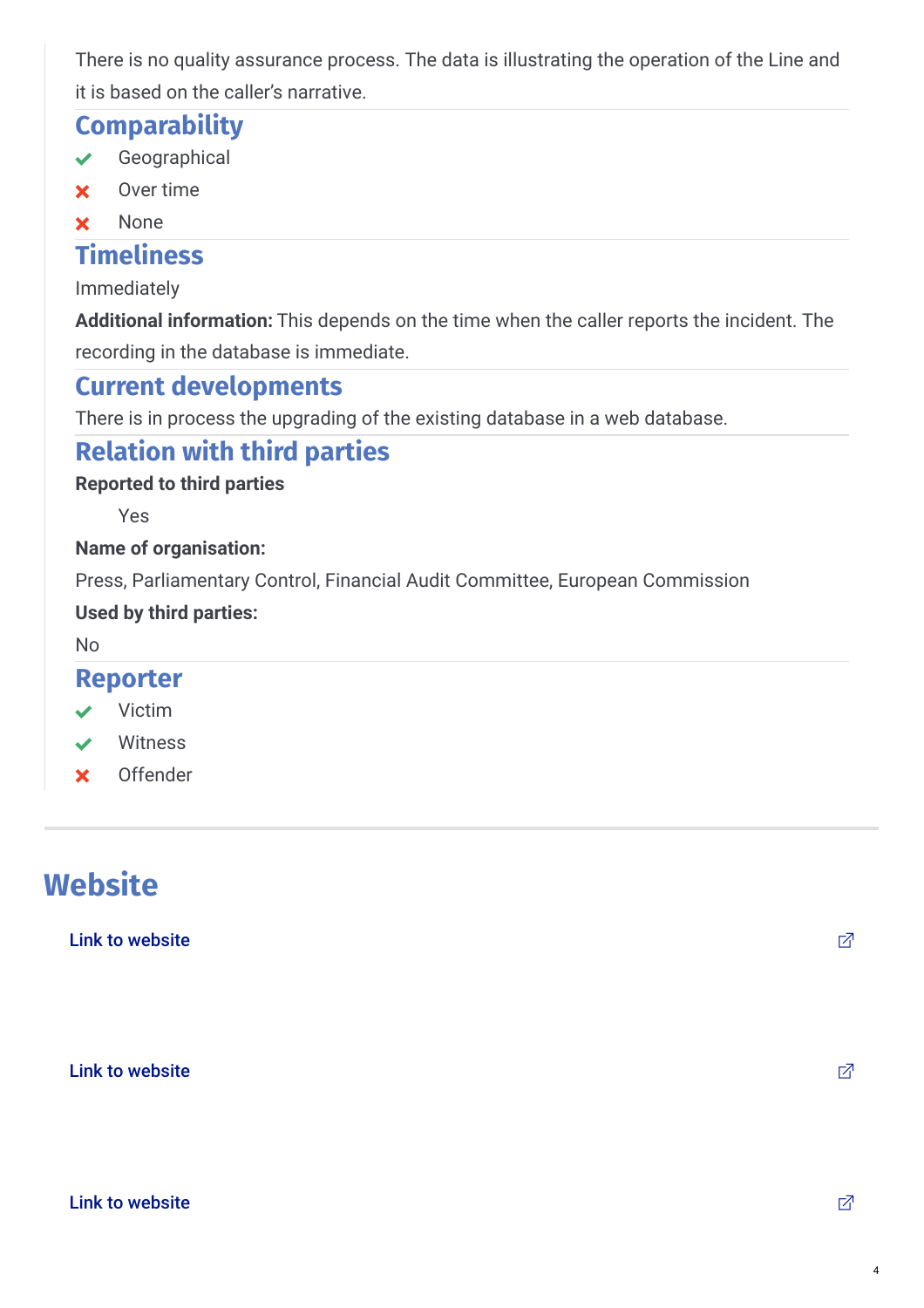There is no quality assurance process. The data is illustrating the operation of the Line and it is based on the caller's narrative.

## Comparability

- ✔ Geographical
- ✘ Over time
- ✘ None

## Timeliness

Immediately

**Additional information:** This depends on the time when the caller reports the incident. The recording in the database is immediate.

## Current developments

There is in process the upgrading of the existing database in a web database.

## Relation with third parties

**Reported to third parties**

Yes

**Name of organisation:**

Press, Parliamentary Control, Financial Audit Committee, European Commission

**Used by third parties:**

No

## Reporter

- ✔ Victim
- ✔ Witness
- ✘ Offender

# Website

Link to website

Link to website

Link to website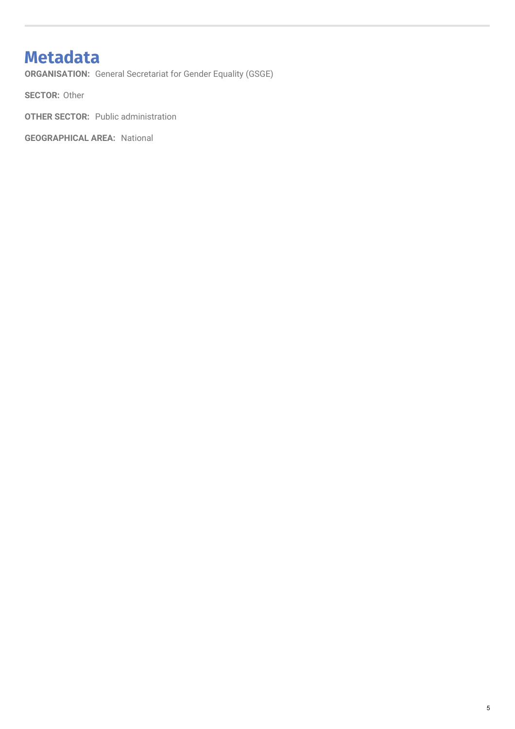# Metadata

**ORGANISATION:** General Secretariat for Gender Equality (GSGE)

**SECTOR:** Other

**OTHER SECTOR:** Public administration

**GEOGRAPHICAL AREA:** National